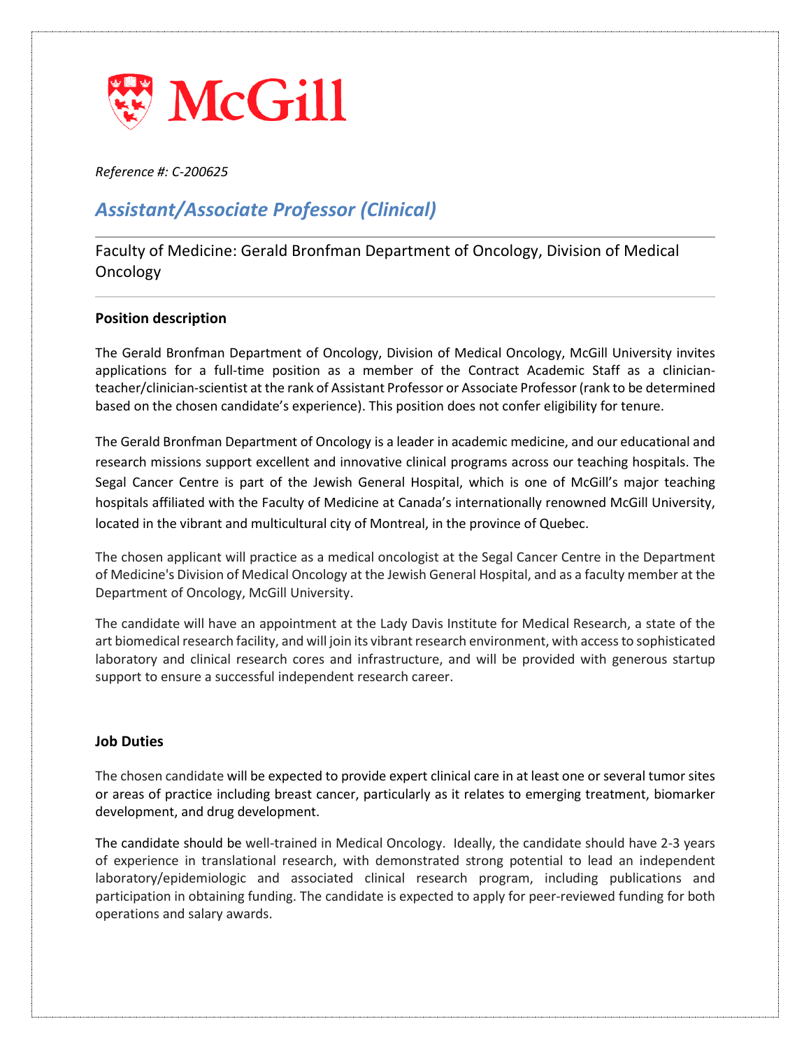McGill

*Reference #: C-200625*

# *Assistant/Associate Professor (Clinical)*

Faculty of Medicine: Gerald Bronfman Department of Oncology, Division of Medical Oncology

### Position description

The Gerald Bronfman Department of Oncology, Division of Medical Oncology, McGill University invites applications for a full-time position as a member of the Contract Academic Staff as a clinician-teacher/clinician-scientist at the rank of Assistant Professor or Associate Professor (rank to be determined based on the chosen candidate's experience). This position does not confer eligibility for tenure.

The Gerald Bronfman Department of Oncology is a leader in academic medicine, and our educational and research missions support excellent and innovative clinical programs across our teaching hospitals. The Segal Cancer Centre is part of the Jewish General Hospital, which is one of McGill's major teaching hospitals affiliated with the Faculty of Medicine at Canada's internationally renowned McGill University, located in the vibrant and multicultural city of Montreal, in the province of Quebec.

The chosen applicant will practice as a medical oncologist at the Segal Cancer Centre in the Department of Medicine's Division of Medical Oncology at the Jewish General Hospital, and as a faculty member at the Department of Oncology, McGill University.

The candidate will have an appointment at the Lady Davis Institute for Medical Research, a state of the art biomedical research facility, and will join its vibrant research environment, with access to sophisticated laboratory and clinical research cores and infrastructure, and will be provided with generous startup support to ensure a successful independent research career.

### Job Duties

The chosen candidate will be expected to provide expert clinical care in at least one or several tumor sites or areas of practice including breast cancer, particularly as it relates to emerging treatment, biomarker development, and drug development.

The candidate should be well-trained in Medical Oncology. Ideally, the candidate should have 2-3 years of experience in translational research, with demonstrated strong potential to lead an independent laboratory/epidemiologic and associated clinical research program, including publications and participation in obtaining funding. The candidate is expected to apply for peer-reviewed funding for both operations and salary awards.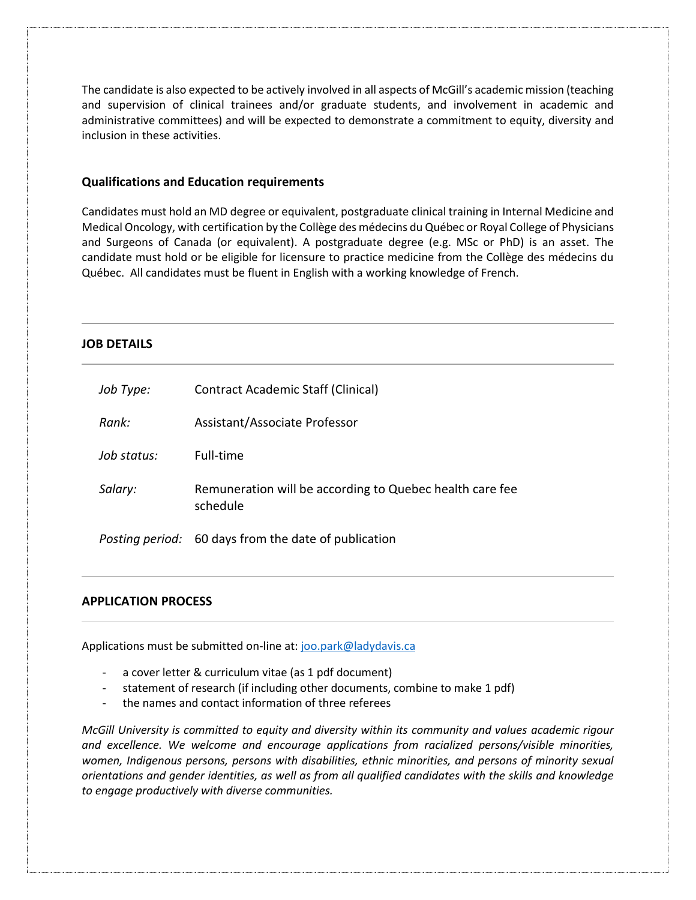The candidate is also expected to be actively involved in all aspects of McGill's academic mission (teaching and supervision of clinical trainees and/or graduate students, and involvement in academic and administrative committees) and will be expected to demonstrate a commitment to equity, diversity and inclusion in these activities.

### Qualifications and Education requirements

Candidates must hold an MD degree or equivalent, postgraduate clinical training in Internal Medicine and Medical Oncology, with certification by the Collège des médecins du Québec or Royal College of Physicians and Surgeons of Canada (or equivalent). A postgraduate degree (e.g. MSc or PhD) is an asset. The candidate must hold or be eligible for licensure to practice medicine from the Collège des médecins du Québec. All candidates must be fluent in English with a working knowledge of French.

---

## JOB DETAILS

---

| | |
|---|---|
| *Job Type:* | Contract Academic Staff (Clinical) |
| *Rank:* | Assistant/Associate Professor |
| *Job status:* | Full-time |
| *Salary:* | Remuneration will be according to Quebec health care fee schedule |
| *Posting period:* | 60 days from the date of publication |

---

## APPLICATION PROCESS

---

Applications must be submitted on-line at: joo.park@ladydavis.ca

- a cover letter & curriculum vitae (as 1 pdf document)
- statement of research (if including other documents, combine to make 1 pdf)
- the names and contact information of three referees

*McGill University is committed to equity and diversity within its community and values academic rigour and excellence. We welcome and encourage applications from racialized persons/visible minorities, women, Indigenous persons, persons with disabilities, ethnic minorities, and persons of minority sexual orientations and gender identities, as well as from all qualified candidates with the skills and knowledge to engage productively with diverse communities.*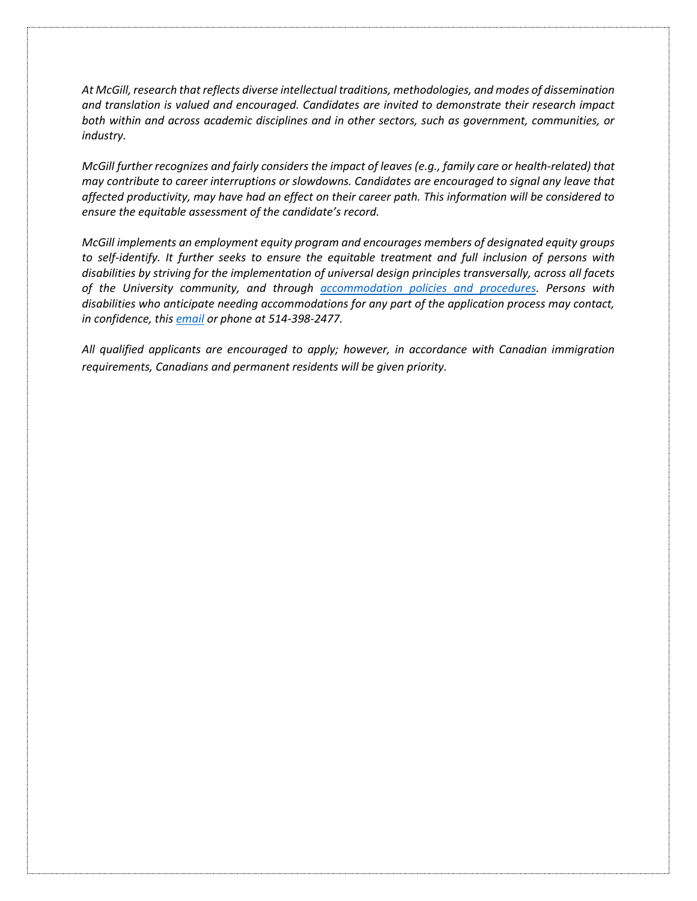*At McGill, research that reflects diverse intellectual traditions, methodologies, and modes of dissemination and translation is valued and encouraged. Candidates are invited to demonstrate their research impact both within and across academic disciplines and in other sectors, such as government, communities, or industry.*

*McGill further recognizes and fairly considers the impact of leaves (e.g., family care or health-related) that may contribute to career interruptions or slowdowns. Candidates are encouraged to signal any leave that affected productivity, may have had an effect on their career path. This information will be considered to ensure the equitable assessment of the candidate's record.*

*McGill implements an employment equity program and encourages members of designated equity groups to self-identify. It further seeks to ensure the equitable treatment and full inclusion of persons with disabilities by striving for the implementation of universal design principles transversally, across all facets of the University community, and through accommodation policies and procedures. Persons with disabilities who anticipate needing accommodations for any part of the application process may contact, in confidence, this email or phone at 514-398-2477.*

*All qualified applicants are encouraged to apply; however, in accordance with Canadian immigration requirements, Canadians and permanent residents will be given priority.*